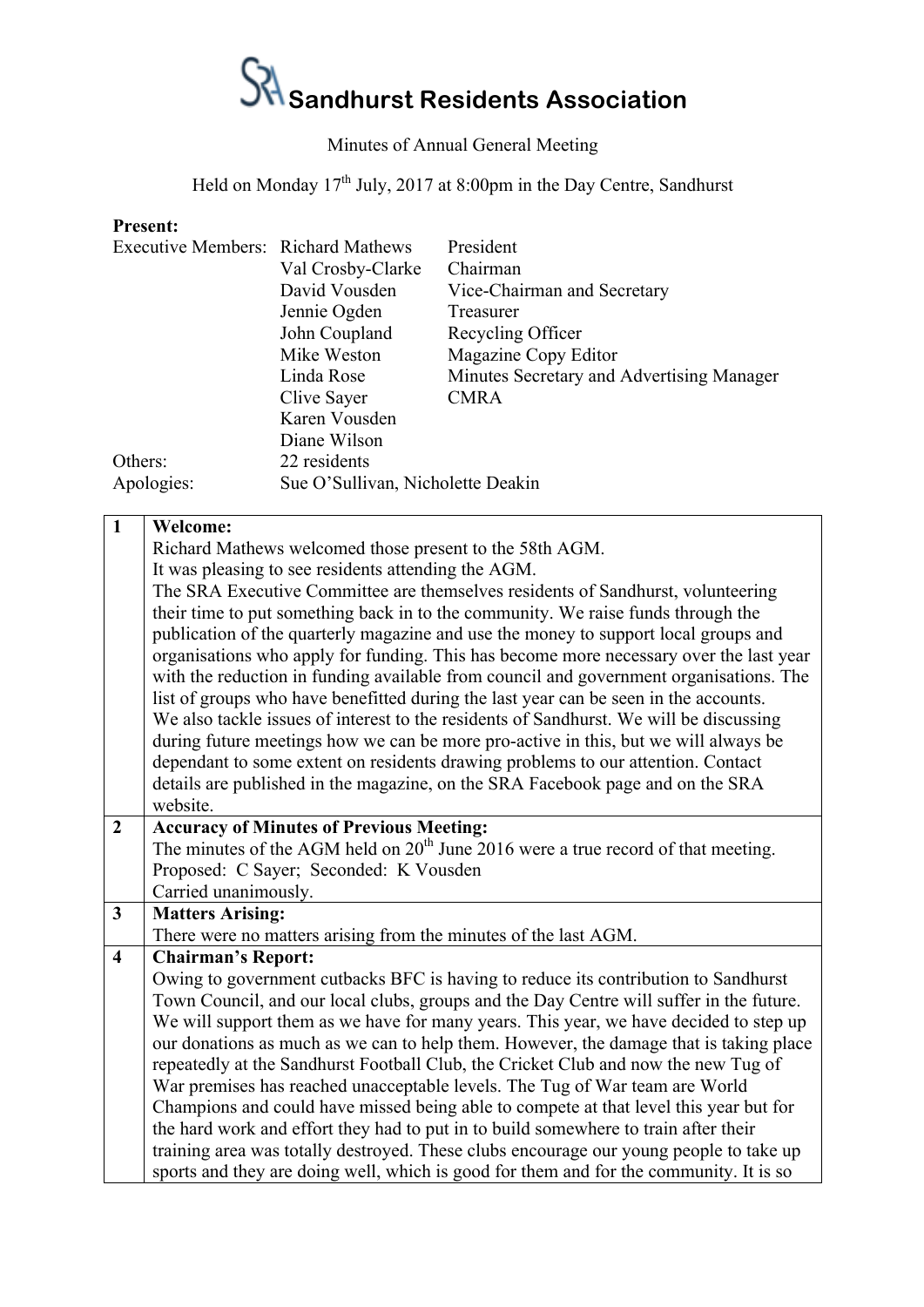# Sandhurst Residents Association

Minutes of Annual General Meeting

Held on Monday 17th July, 2017 at 8:00pm in the Day Centre, Sandhurst

**Present:**

| | | |
|---|---|---|
| Executive Members: | Richard Mathews | President |
| | Val Crosby-Clarke | Chairman |
| | David Vousden | Vice-Chairman and Secretary |
| | Jennie Ogden | Treasurer |
| | John Coupland | Recycling Officer |
| | Mike Weston | Magazine Copy Editor |
| | Linda Rose | Minutes Secretary and Advertising Manager |
| | Clive Sayer | CMRA |
| | Karen Vousden | |
| | Diane Wilson | |
| Others: | 22 residents | |
| Apologies: | Sue O'Sullivan, Nicholette Deakin | |

| | |
|---|---|
| **1** | **Welcome:**<br>Richard Mathews welcomed those present to the 58th AGM.<br>It was pleasing to see residents attending the AGM.<br>The SRA Executive Committee are themselves residents of Sandhurst, volunteering their time to put something back in to the community. We raise funds through the publication of the quarterly magazine and use the money to support local groups and organisations who apply for funding. This has become more necessary over the last year with the reduction in funding available from council and government organisations. The list of groups who have benefitted during the last year can be seen in the accounts.<br>We also tackle issues of interest to the residents of Sandhurst. We will be discussing during future meetings how we can be more pro-active in this, but we will always be dependant to some extent on residents drawing problems to our attention. Contact details are published in the magazine, on the SRA Facebook page and on the SRA website. |
| **2** | **Accuracy of Minutes of Previous Meeting:**<br>The minutes of the AGM held on 20th June 2016 were a true record of that meeting.<br>Proposed: C Sayer; Seconded: K Vousden<br>Carried unanimously. |
| **3** | **Matters Arising:**<br>There were no matters arising from the minutes of the last AGM. |
| **4** | **Chairman's Report:**<br>Owing to government cutbacks BFC is having to reduce its contribution to Sandhurst Town Council, and our local clubs, groups and the Day Centre will suffer in the future. We will support them as we have for many years. This year, we have decided to step up our donations as much as we can to help them. However, the damage that is taking place repeatedly at the Sandhurst Football Club, the Cricket Club and now the new Tug of War premises has reached unacceptable levels. The Tug of War team are World Champions and could have missed being able to compete at that level this year but for the hard work and effort they had to put in to build somewhere to train after their training area was totally destroyed. These clubs encourage our young people to take up sports and they are doing well, which is good for them and for the community. It is so |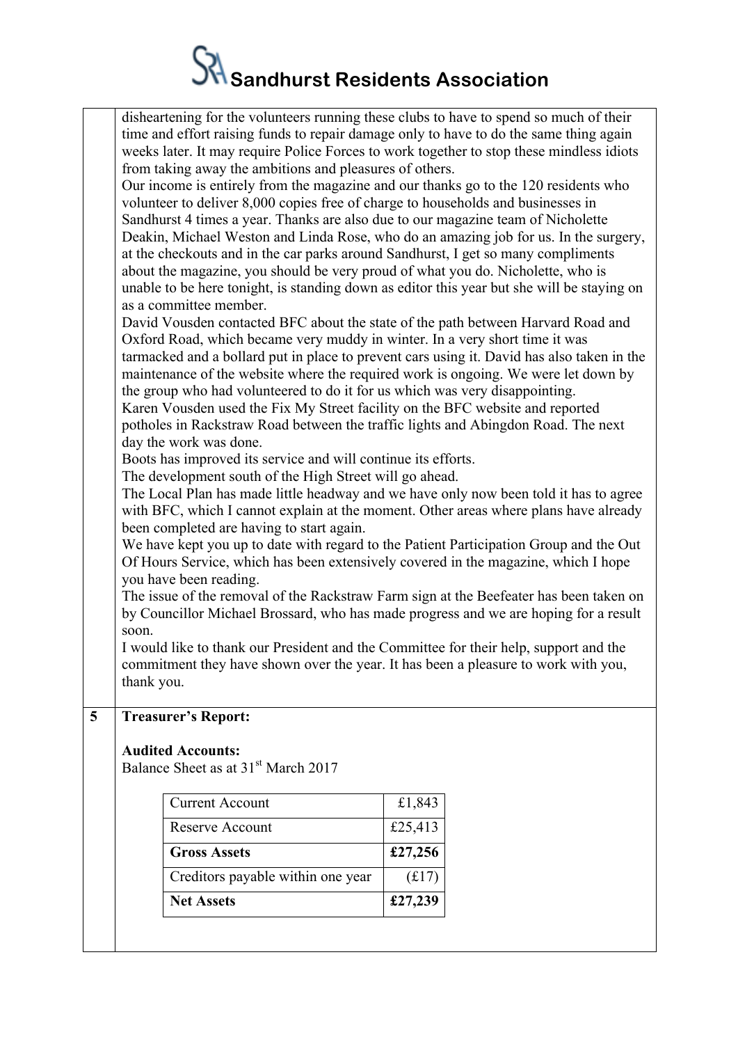disheartening for the volunteers running these clubs to have to spend so much of their time and effort raising funds to repair damage only to have to do the same thing again weeks later. It may require Police Forces to work together to stop these mindless idiots from taking away the ambitions and pleasures of others.

Our income is entirely from the magazine and our thanks go to the 120 residents who volunteer to deliver 8,000 copies free of charge to households and businesses in Sandhurst 4 times a year. Thanks are also due to our magazine team of Nicholette Deakin, Michael Weston and Linda Rose, who do an amazing job for us. In the surgery, at the checkouts and in the car parks around Sandhurst, I get so many compliments about the magazine, you should be very proud of what you do. Nicholette, who is unable to be here tonight, is standing down as editor this year but she will be staying on as a committee member.

David Vousden contacted BFC about the state of the path between Harvard Road and Oxford Road, which became very muddy in winter. In a very short time it was tarmacked and a bollard put in place to prevent cars using it. David has also taken in the maintenance of the website where the required work is ongoing. We were let down by the group who had volunteered to do it for us which was very disappointing.

Karen Vousden used the Fix My Street facility on the BFC website and reported potholes in Rackstraw Road between the traffic lights and Abingdon Road. The next day the work was done.

Boots has improved its service and will continue its efforts.

The development south of the High Street will go ahead.

The Local Plan has made little headway and we have only now been told it has to agree with BFC, which I cannot explain at the moment. Other areas where plans have already been completed are having to start again.

We have kept you up to date with regard to the Patient Participation Group and the Out Of Hours Service, which has been extensively covered in the magazine, which I hope you have been reading.

The issue of the removal of the Rackstraw Farm sign at the Beefeater has been taken on by Councillor Michael Brossard, who has made progress and we are hoping for a result soon.

I would like to thank our President and the Committee for their help, support and the commitment they have shown over the year. It has been a pleasure to work with you, thank you.

**5 Treasurer's Report:**

**Audited Accounts:**

Balance Sheet as at 31st March 2017

| Item | Amount |
|---|---|
| Current Account | £1,843 |
| Reserve Account | £25,413 |
| **Gross Assets** | **£27,256** |
| Creditors payable within one year | (£17) |
| **Net Assets** | **£27,239** |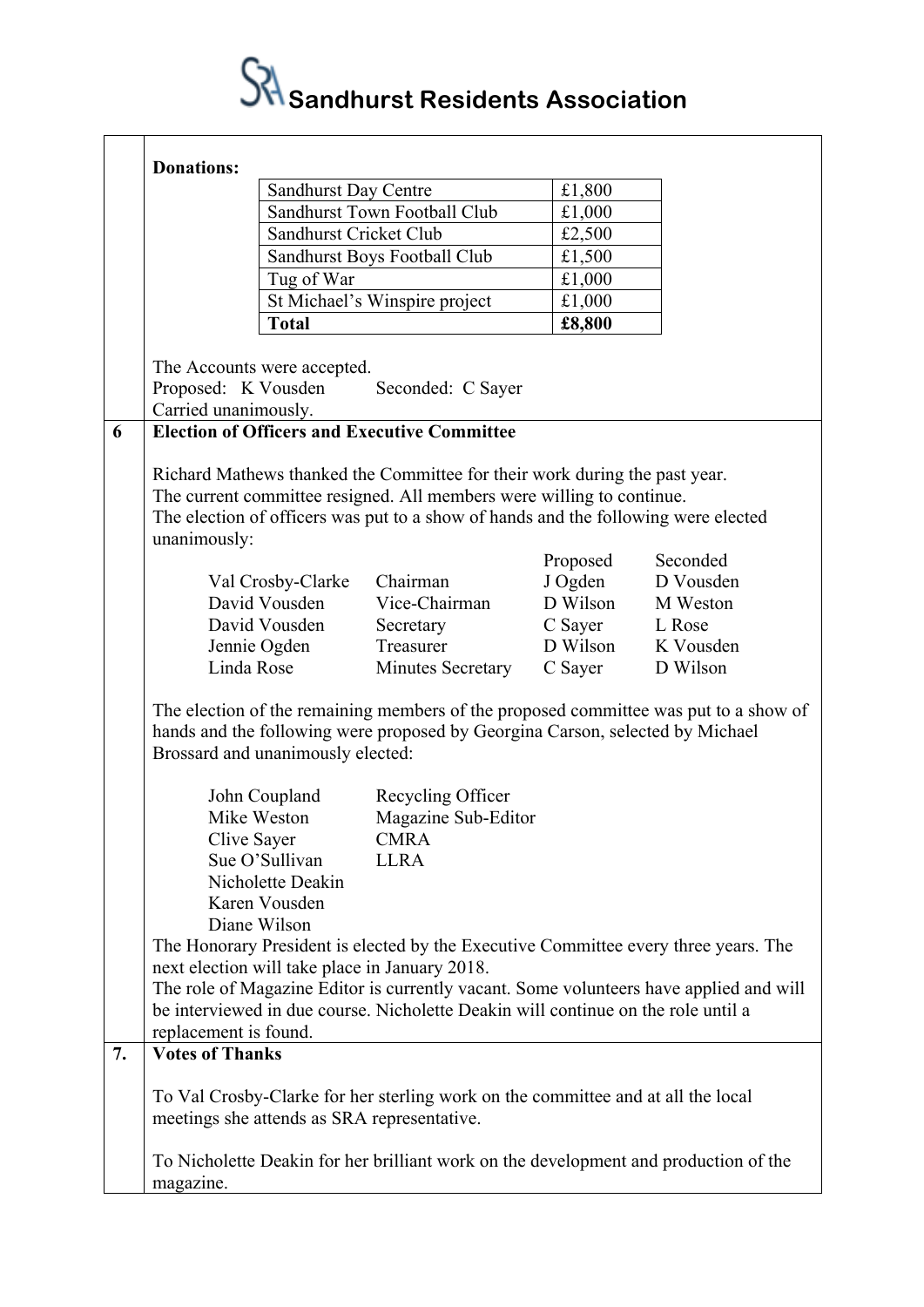# Sandhurst Residents Association

**Donations:**

| Sandhurst Day Centre | £1,800 |
|---|---|
| Sandhurst Town Football Club | £1,000 |
| Sandhurst Cricket Club | £2,500 |
| Sandhurst Boys Football Club | £1,500 |
| Tug of War | £1,000 |
| St Michael's Winspire project | £1,000 |
| **Total** | **£8,800** |

The Accounts were accepted.
Proposed: K Vousden Seconded: C Sayer
Carried unanimously.

## 6 Election of Officers and Executive Committee

Richard Mathews thanked the Committee for their work during the past year.
The current committee resigned. All members were willing to continue.
The election of officers was put to a show of hands and the following were elected unanimously:

| | | Proposed | Seconded |
|---|---|---|---|
| Val Crosby-Clarke | Chairman | J Ogden | D Vousden |
| David Vousden | Vice-Chairman | D Wilson | M Weston |
| David Vousden | Secretary | C Sayer | L Rose |
| Jennie Ogden | Treasurer | D Wilson | K Vousden |
| Linda Rose | Minutes Secretary | C Sayer | D Wilson |

The election of the remaining members of the proposed committee was put to a show of hands and the following were proposed by Georgina Carson, selected by Michael Brossard and unanimously elected:

| | |
|---|---|
| John Coupland | Recycling Officer |
| Mike Weston | Magazine Sub-Editor |
| Clive Sayer | CMRA |
| Sue O'Sullivan | LLRA |
| Nicholette Deakin | |
| Karen Vousden | |
| Diane Wilson | |

The Honorary President is elected by the Executive Committee every three years. The next election will take place in January 2018.
The role of Magazine Editor is currently vacant. Some volunteers have applied and will be interviewed in due course. Nicholette Deakin will continue on the role until a replacement is found.

## 7. Votes of Thanks

To Val Crosby-Clarke for her sterling work on the committee and at all the local meetings she attends as SRA representative.

To Nicholette Deakin for her brilliant work on the development and production of the magazine.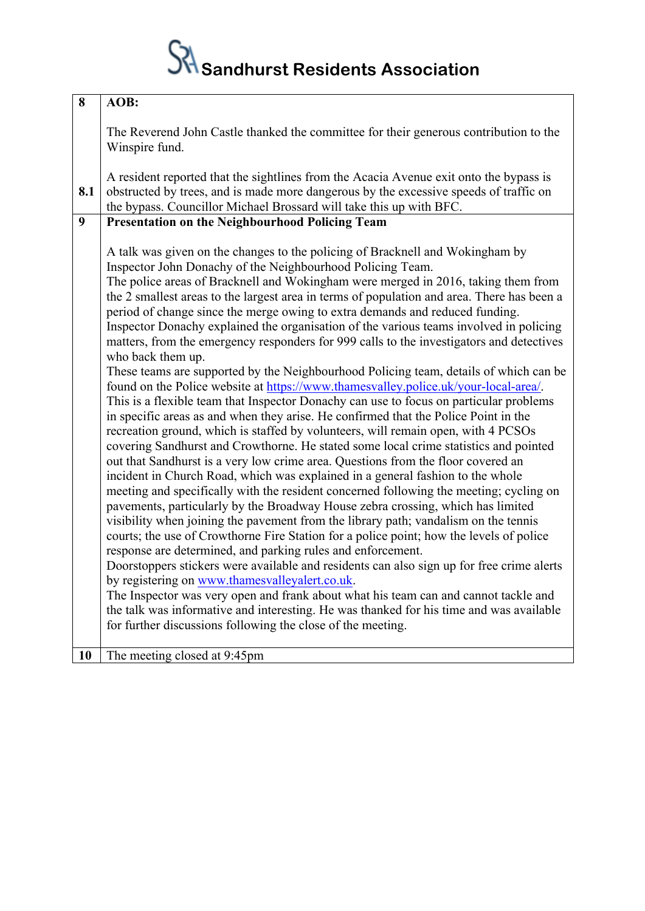# Sandhurst Residents Association

| | |
|---|---|
| **8** | **AOB:**<br><br>The Reverend John Castle thanked the committee for their generous contribution to the Winspire fund. |
| **8.1** | A resident reported that the sightlines from the Acacia Avenue exit onto the bypass is obstructed by trees, and is made more dangerous by the excessive speeds of traffic on the bypass. Councillor Michael Brossard will take this up with BFC. |
| **9** | **Presentation on the Neighbourhood Policing Team**<br><br>A talk was given on the changes to the policing of Bracknell and Wokingham by Inspector John Donachy of the Neighbourhood Policing Team.<br>The police areas of Bracknell and Wokingham were merged in 2016, taking them from the 2 smallest areas to the largest area in terms of population and area. There has been a period of change since the merge owing to extra demands and reduced funding.<br>Inspector Donachy explained the organisation of the various teams involved in policing matters, from the emergency responders for 999 calls to the investigators and detectives who back them up.<br>These teams are supported by the Neighbourhood Policing team, details of which can be found on the Police website at [https://www.thamesvalley.police.uk/your-local-area/](https://www.thamesvalley.police.uk/your-local-area/).<br>This is a flexible team that Inspector Donachy can use to focus on particular problems in specific areas as and when they arise. He confirmed that the Police Point in the recreation ground, which is staffed by volunteers, will remain open, with 4 PCSOs covering Sandhurst and Crowthorne. He stated some local crime statistics and pointed out that Sandhurst is a very low crime area. Questions from the floor covered an incident in Church Road, which was explained in a general fashion to the whole meeting and specifically with the resident concerned following the meeting; cycling on pavements, particularly by the Broadway House zebra crossing, which has limited visibility when joining the pavement from the library path; vandalism on the tennis courts; the use of Crowthorne Fire Station for a police point; how the levels of police response are determined, and parking rules and enforcement.<br>Doorstoppers stickers were available and residents can also sign up for free crime alerts by registering on [www.thamesvalleyalert.co.uk](http://www.thamesvalleyalert.co.uk).<br>The Inspector was very open and frank about what his team can and cannot tackle and the talk was informative and interesting. He was thanked for his time and was available for further discussions following the close of the meeting. |
| **10** | The meeting closed at 9:45pm |